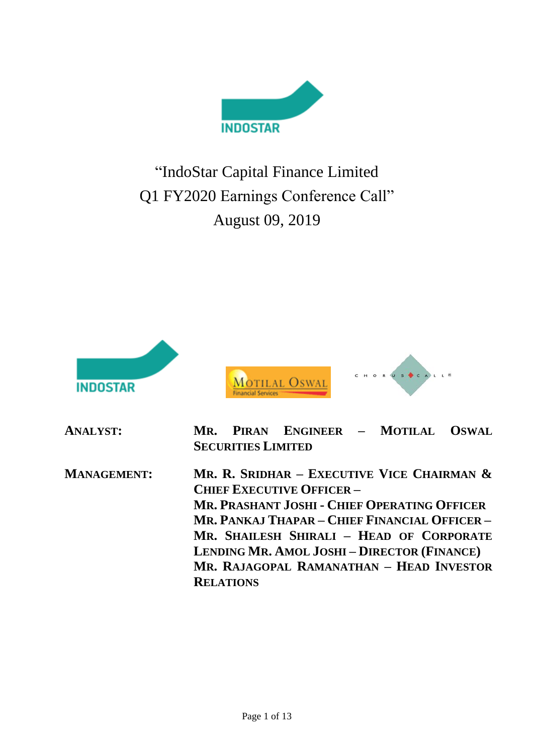# "IndoStar Capital Finance Limited Q1 FY2020 Earnings Conference Call"

August 09, 2019

**ANALYST:** **MR. PIRAN ENGINEER – MOTILAL OSWAL SECURITIES LIMITED**

**MANAGEMENT:** **MR. R. SRIDHAR – EXECUTIVE VICE CHAIRMAN & CHIEF EXECUTIVE OFFICER –**
**MR. PRASHANT JOSHI - CHIEF OPERATING OFFICER**
**MR. PANKAJ THAPAR – CHIEF FINANCIAL OFFICER –**
**MR. SHAILESH SHIRALI – HEAD OF CORPORATE LENDING MR. AMOL JOSHI – DIRECTOR (FINANCE)**
**MR. RAJAGOPAL RAMANATHAN – HEAD INVESTOR RELATIONS**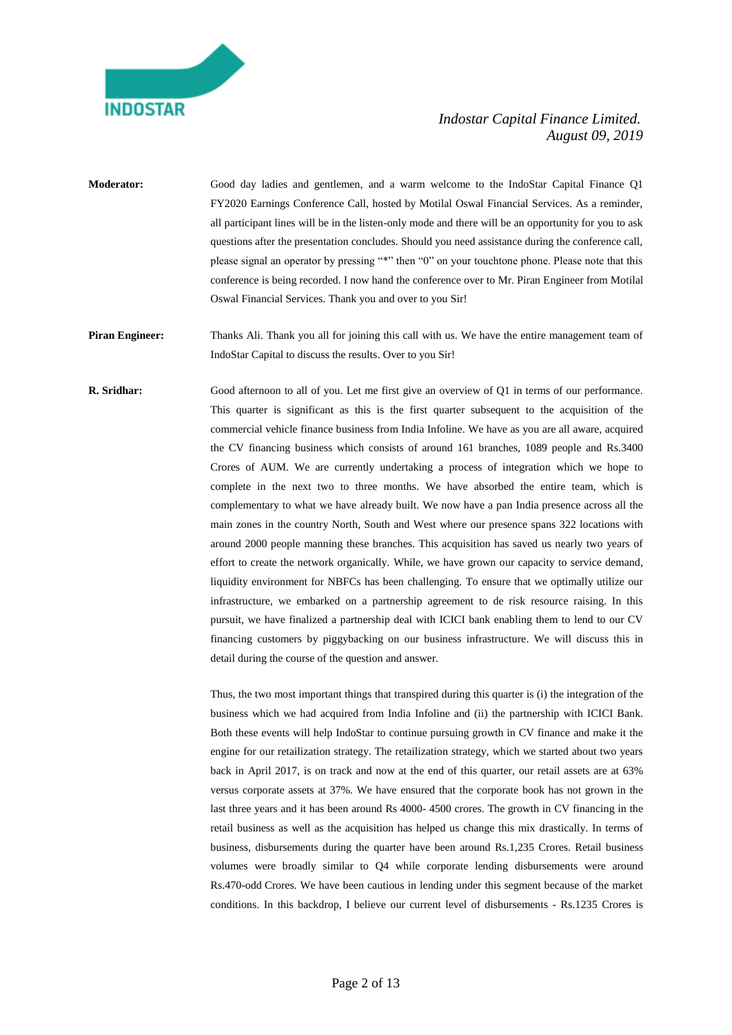**Moderator:** Good day ladies and gentlemen, and a warm welcome to the IndoStar Capital Finance Q1 FY2020 Earnings Conference Call, hosted by Motilal Oswal Financial Services. As a reminder, all participant lines will be in the listen-only mode and there will be an opportunity for you to ask questions after the presentation concludes. Should you need assistance during the conference call, please signal an operator by pressing "*" then "0" on your touchtone phone. Please note that this conference is being recorded. I now hand the conference over to Mr. Piran Engineer from Motilal Oswal Financial Services. Thank you and over to you Sir!

**Piran Engineer:** Thanks Ali. Thank you all for joining this call with us. We have the entire management team of IndoStar Capital to discuss the results. Over to you Sir!

**R. Sridhar:** Good afternoon to all of you. Let me first give an overview of Q1 in terms of our performance. This quarter is significant as this is the first quarter subsequent to the acquisition of the commercial vehicle finance business from India Infoline. We have as you are all aware, acquired the CV financing business which consists of around 161 branches, 1089 people and Rs.3400 Crores of AUM. We are currently undertaking a process of integration which we hope to complete in the next two to three months. We have absorbed the entire team, which is complementary to what we have already built. We now have a pan India presence across all the main zones in the country North, South and West where our presence spans 322 locations with around 2000 people manning these branches. This acquisition has saved us nearly two years of effort to create the network organically. While, we have grown our capacity to service demand, liquidity environment for NBFCs has been challenging. To ensure that we optimally utilize our infrastructure, we embarked on a partnership agreement to de risk resource raising. In this pursuit, we have finalized a partnership deal with ICICI bank enabling them to lend to our CV financing customers by piggybacking on our business infrastructure. We will discuss this in detail during the course of the question and answer.

Thus, the two most important things that transpired during this quarter is (i) the integration of the business which we had acquired from India Infoline and (ii) the partnership with ICICI Bank. Both these events will help IndoStar to continue pursuing growth in CV finance and make it the engine for our retailization strategy. The retailization strategy, which we started about two years back in April 2017, is on track and now at the end of this quarter, our retail assets are at 63% versus corporate assets at 37%. We have ensured that the corporate book has not grown in the last three years and it has been around Rs 4000- 4500 crores. The growth in CV financing in the retail business as well as the acquisition has helped us change this mix drastically. In terms of business, disbursements during the quarter have been around Rs.1,235 Crores. Retail business volumes were broadly similar to Q4 while corporate lending disbursements were around Rs.470-odd Crores. We have been cautious in lending under this segment because of the market conditions. In this backdrop, I believe our current level of disbursements - Rs.1235 Crores is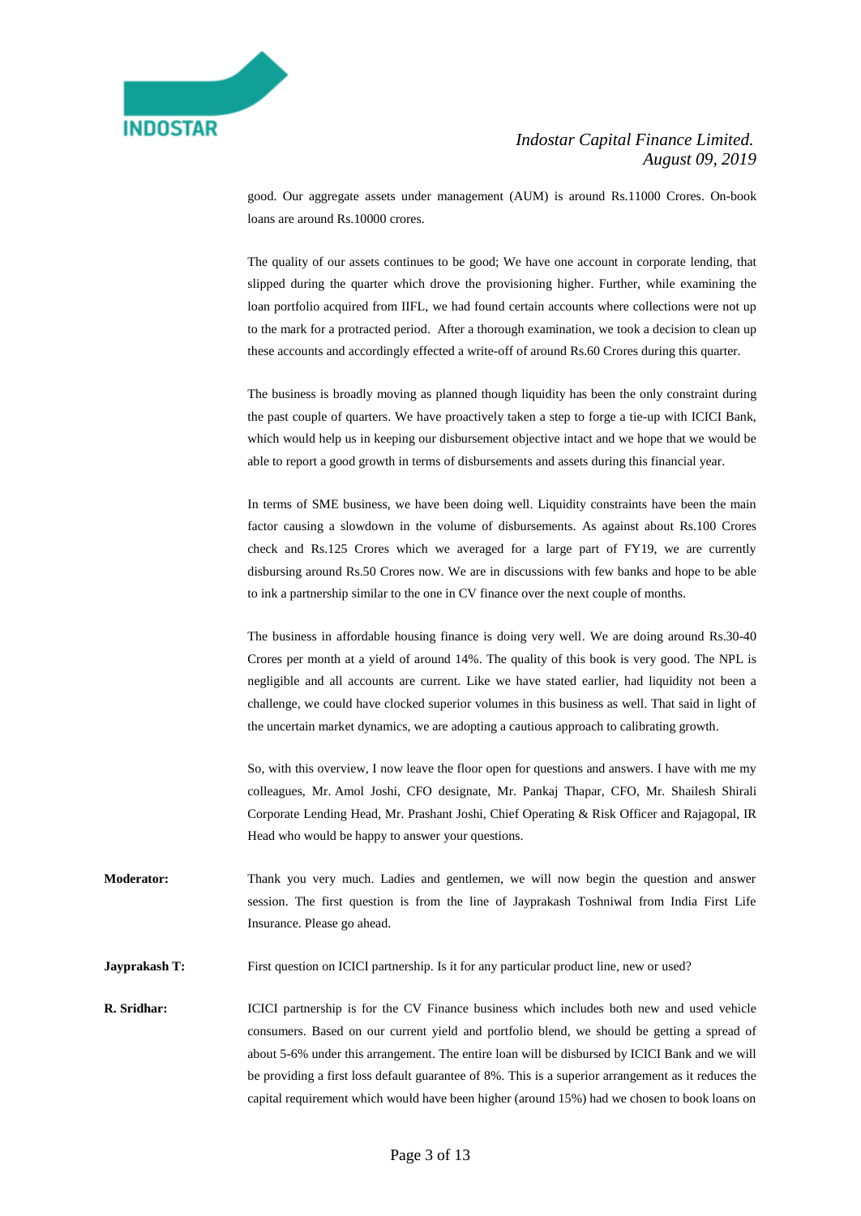good. Our aggregate assets under management (AUM) is around Rs.11000 Crores. On-book loans are around Rs.10000 crores.

The quality of our assets continues to be good; We have one account in corporate lending, that slipped during the quarter which drove the provisioning higher. Further, while examining the loan portfolio acquired from IIFL, we had found certain accounts where collections were not up to the mark for a protracted period. After a thorough examination, we took a decision to clean up these accounts and accordingly effected a write-off of around Rs.60 Crores during this quarter.

The business is broadly moving as planned though liquidity has been the only constraint during the past couple of quarters. We have proactively taken a step to forge a tie-up with ICICI Bank, which would help us in keeping our disbursement objective intact and we hope that we would be able to report a good growth in terms of disbursements and assets during this financial year.

In terms of SME business, we have been doing well. Liquidity constraints have been the main factor causing a slowdown in the volume of disbursements. As against about Rs.100 Crores check and Rs.125 Crores which we averaged for a large part of FY19, we are currently disbursing around Rs.50 Crores now. We are in discussions with few banks and hope to be able to ink a partnership similar to the one in CV finance over the next couple of months.

The business in affordable housing finance is doing very well. We are doing around Rs.30-40 Crores per month at a yield of around 14%. The quality of this book is very good. The NPL is negligible and all accounts are current. Like we have stated earlier, had liquidity not been a challenge, we could have clocked superior volumes in this business as well. That said in light of the uncertain market dynamics, we are adopting a cautious approach to calibrating growth.

So, with this overview, I now leave the floor open for questions and answers. I have with me my colleagues, Mr. Amol Joshi, CFO designate, Mr. Pankaj Thapar, CFO, Mr. Shailesh Shirali Corporate Lending Head, Mr. Prashant Joshi, Chief Operating & Risk Officer and Rajagopal, IR Head who would be happy to answer your questions.

**Moderator:** Thank you very much. Ladies and gentlemen, we will now begin the question and answer session. The first question is from the line of Jayprakash Toshniwal from India First Life Insurance. Please go ahead.

**Jayprakash T:** First question on ICICI partnership. Is it for any particular product line, new or used?

**R. Sridhar:** ICICI partnership is for the CV Finance business which includes both new and used vehicle consumers. Based on our current yield and portfolio blend, we should be getting a spread of about 5-6% under this arrangement. The entire loan will be disbursed by ICICI Bank and we will be providing a first loss default guarantee of 8%. This is a superior arrangement as it reduces the capital requirement which would have been higher (around 15%) had we chosen to book loans on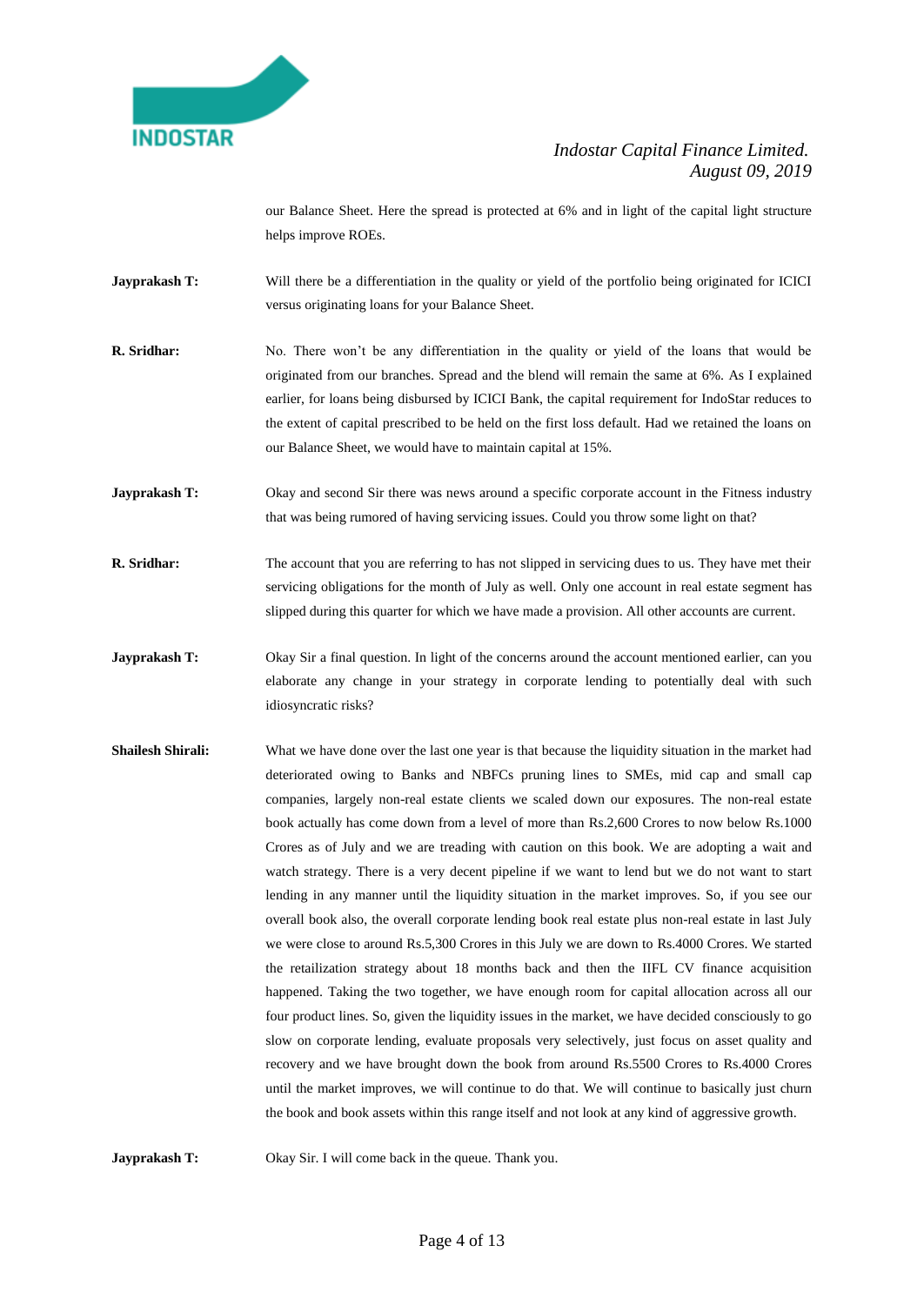our Balance Sheet. Here the spread is protected at 6% and in light of the capital light structure helps improve ROEs.

**Jayprakash T:** Will there be a differentiation in the quality or yield of the portfolio being originated for ICICI versus originating loans for your Balance Sheet.

**R. Sridhar:** No. There won't be any differentiation in the quality or yield of the loans that would be originated from our branches. Spread and the blend will remain the same at 6%. As I explained earlier, for loans being disbursed by ICICI Bank, the capital requirement for IndoStar reduces to the extent of capital prescribed to be held on the first loss default. Had we retained the loans on our Balance Sheet, we would have to maintain capital at 15%.

**Jayprakash T:** Okay and second Sir there was news around a specific corporate account in the Fitness industry that was being rumored of having servicing issues. Could you throw some light on that?

**R. Sridhar:** The account that you are referring to has not slipped in servicing dues to us. They have met their servicing obligations for the month of July as well. Only one account in real estate segment has slipped during this quarter for which we have made a provision. All other accounts are current.

**Jayprakash T:** Okay Sir a final question. In light of the concerns around the account mentioned earlier, can you elaborate any change in your strategy in corporate lending to potentially deal with such idiosyncratic risks?

**Shailesh Shirali:** What we have done over the last one year is that because the liquidity situation in the market had deteriorated owing to Banks and NBFCs pruning lines to SMEs, mid cap and small cap companies, largely non-real estate clients we scaled down our exposures. The non-real estate book actually has come down from a level of more than Rs.2,600 Crores to now below Rs.1000 Crores as of July and we are treading with caution on this book. We are adopting a wait and watch strategy. There is a very decent pipeline if we want to lend but we do not want to start lending in any manner until the liquidity situation in the market improves. So, if you see our overall book also, the overall corporate lending book real estate plus non-real estate in last July we were close to around Rs.5,300 Crores in this July we are down to Rs.4000 Crores. We started the retailization strategy about 18 months back and then the IIFL CV finance acquisition happened. Taking the two together, we have enough room for capital allocation across all our four product lines. So, given the liquidity issues in the market, we have decided consciously to go slow on corporate lending, evaluate proposals very selectively, just focus on asset quality and recovery and we have brought down the book from around Rs.5500 Crores to Rs.4000 Crores until the market improves, we will continue to do that. We will continue to basically just churn the book and book assets within this range itself and not look at any kind of aggressive growth.

**Jayprakash T:** Okay Sir. I will come back in the queue. Thank you.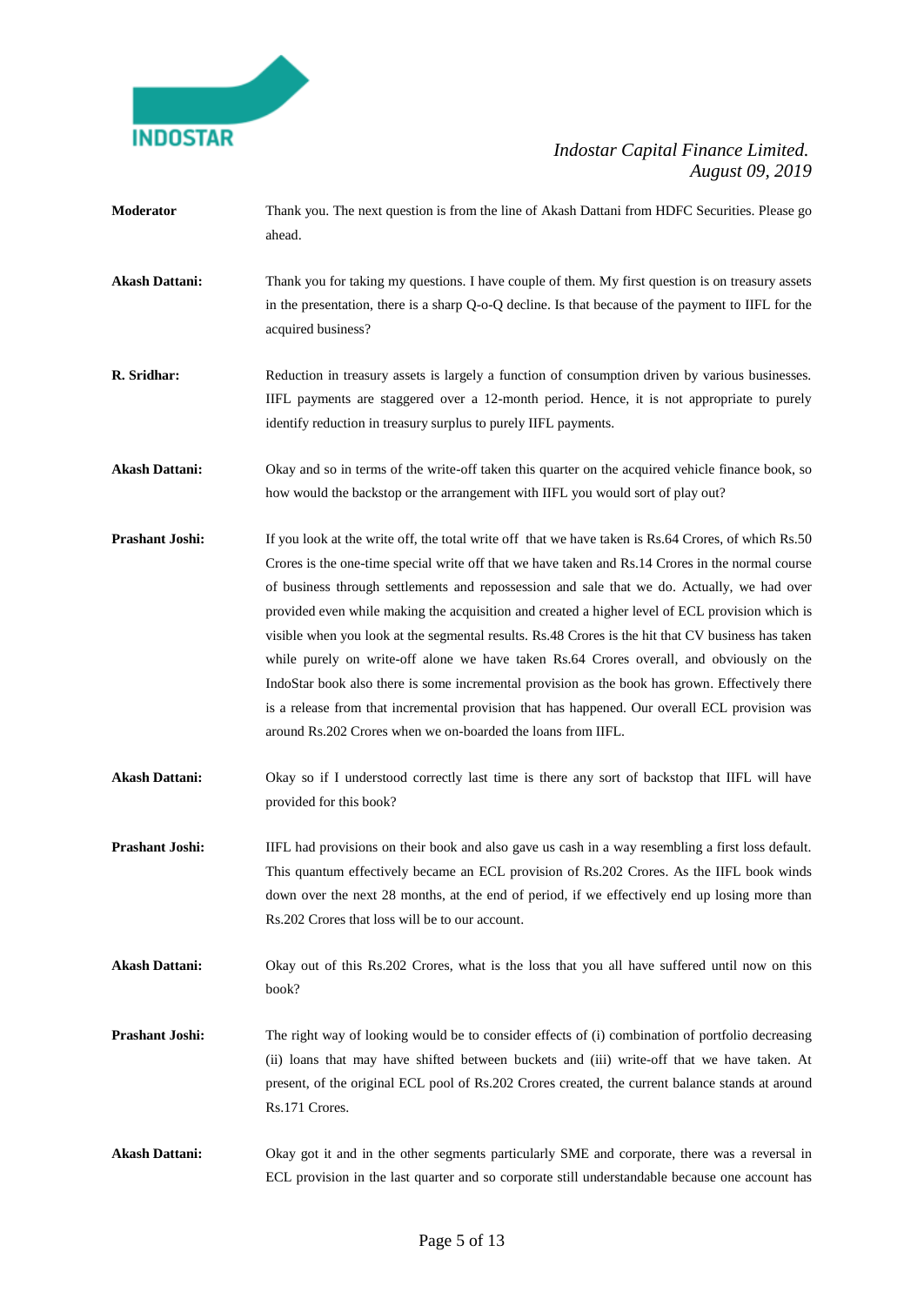**Moderator** Thank you. The next question is from the line of Akash Dattani from HDFC Securities. Please go ahead.

**Akash Dattani:** Thank you for taking my questions. I have couple of them. My first question is on treasury assets in the presentation, there is a sharp Q-o-Q decline. Is that because of the payment to IIFL for the acquired business?

**R. Sridhar:** Reduction in treasury assets is largely a function of consumption driven by various businesses. IIFL payments are staggered over a 12-month period. Hence, it is not appropriate to purely identify reduction in treasury surplus to purely IIFL payments.

**Akash Dattani:** Okay and so in terms of the write-off taken this quarter on the acquired vehicle finance book, so how would the backstop or the arrangement with IIFL you would sort of play out?

**Prashant Joshi:** If you look at the write off, the total write off that we have taken is Rs.64 Crores, of which Rs.50 Crores is the one-time special write off that we have taken and Rs.14 Crores in the normal course of business through settlements and repossession and sale that we do. Actually, we had over provided even while making the acquisition and created a higher level of ECL provision which is visible when you look at the segmental results. Rs.48 Crores is the hit that CV business has taken while purely on write-off alone we have taken Rs.64 Crores overall, and obviously on the IndoStar book also there is some incremental provision as the book has grown. Effectively there is a release from that incremental provision that has happened. Our overall ECL provision was around Rs.202 Crores when we on-boarded the loans from IIFL.

**Akash Dattani:** Okay so if I understood correctly last time is there any sort of backstop that IIFL will have provided for this book?

**Prashant Joshi:** IIFL had provisions on their book and also gave us cash in a way resembling a first loss default. This quantum effectively became an ECL provision of Rs.202 Crores. As the IIFL book winds down over the next 28 months, at the end of period, if we effectively end up losing more than Rs.202 Crores that loss will be to our account.

**Akash Dattani:** Okay out of this Rs.202 Crores, what is the loss that you all have suffered until now on this book?

**Prashant Joshi:** The right way of looking would be to consider effects of (i) combination of portfolio decreasing (ii) loans that may have shifted between buckets and (iii) write-off that we have taken. At present, of the original ECL pool of Rs.202 Crores created, the current balance stands at around Rs.171 Crores.

**Akash Dattani:** Okay got it and in the other segments particularly SME and corporate, there was a reversal in ECL provision in the last quarter and so corporate still understandable because one account has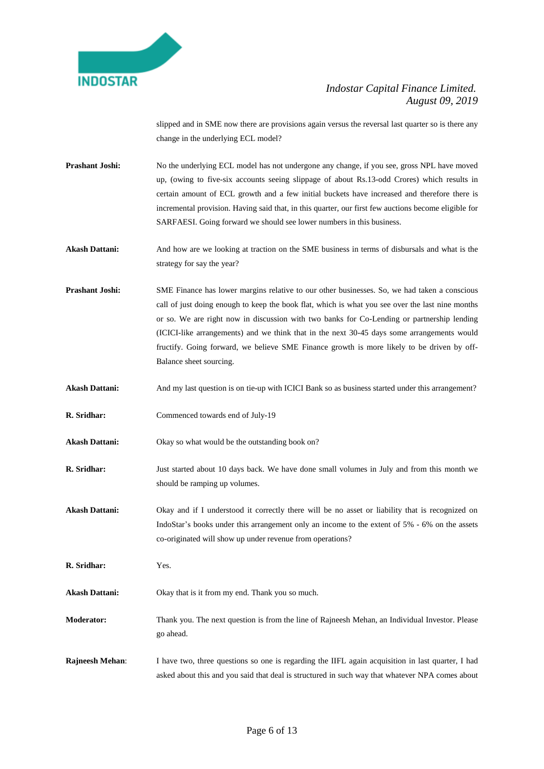slipped and in SME now there are provisions again versus the reversal last quarter so is there any change in the underlying ECL model?

**Prashant Joshi:** No the underlying ECL model has not undergone any change, if you see, gross NPL have moved up, (owing to five-six accounts seeing slippage of about Rs.13-odd Crores) which results in certain amount of ECL growth and a few initial buckets have increased and therefore there is incremental provision. Having said that, in this quarter, our first few auctions become eligible for SARFAESI. Going forward we should see lower numbers in this business.

**Akash Dattani:** And how are we looking at traction on the SME business in terms of disbursals and what is the strategy for say the year?

**Prashant Joshi:** SME Finance has lower margins relative to our other businesses. So, we had taken a conscious call of just doing enough to keep the book flat, which is what you see over the last nine months or so. We are right now in discussion with two banks for Co-Lending or partnership lending (ICICI-like arrangements) and we think that in the next 30-45 days some arrangements would fructify. Going forward, we believe SME Finance growth is more likely to be driven by off-Balance sheet sourcing.

**Akash Dattani:** And my last question is on tie-up with ICICI Bank so as business started under this arrangement?

**R. Sridhar:** Commenced towards end of July-19

**Akash Dattani:** Okay so what would be the outstanding book on?

**R. Sridhar:** Just started about 10 days back. We have done small volumes in July and from this month we should be ramping up volumes.

**Akash Dattani:** Okay and if I understood it correctly there will be no asset or liability that is recognized on IndoStar's books under this arrangement only an income to the extent of 5% - 6% on the assets co-originated will show up under revenue from operations?

**R. Sridhar:** Yes.

**Akash Dattani:** Okay that is it from my end. Thank you so much.

**Moderator:** Thank you. The next question is from the line of Rajneesh Mehan, an Individual Investor. Please go ahead.

**Rajneesh Mehan**: I have two, three questions so one is regarding the IIFL again acquisition in last quarter, I had asked about this and you said that deal is structured in such way that whatever NPA comes about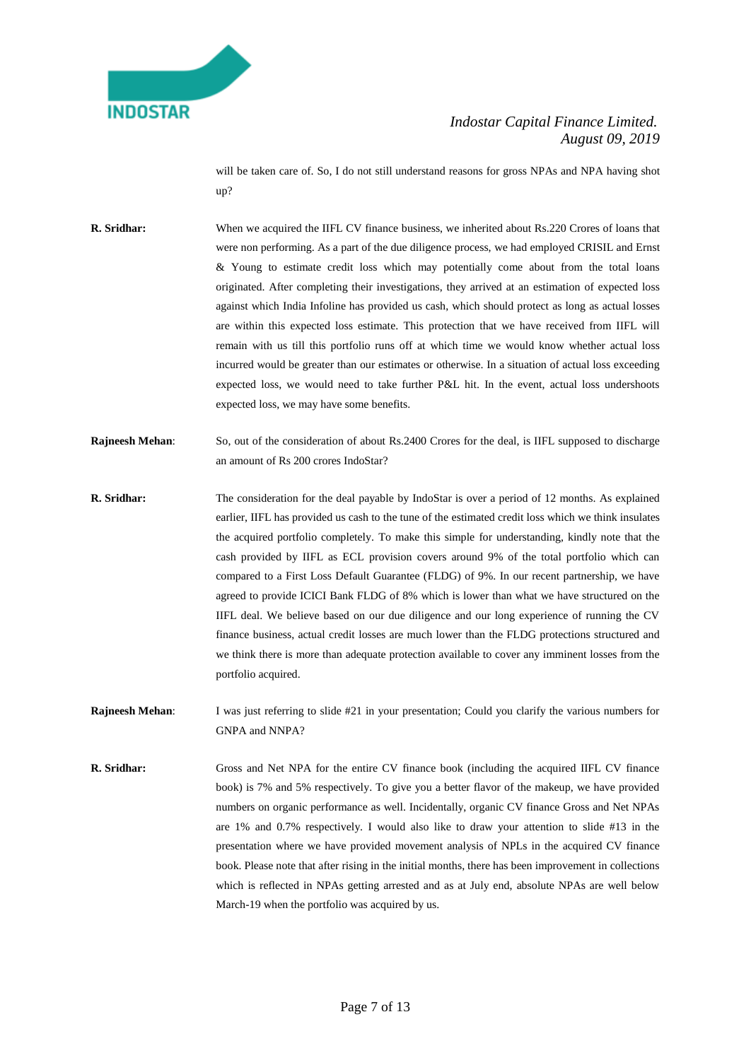will be taken care of. So, I do not still understand reasons for gross NPAs and NPA having shot up?

**R. Sridhar:** When we acquired the IIFL CV finance business, we inherited about Rs.220 Crores of loans that were non performing. As a part of the due diligence process, we had employed CRISIL and Ernst & Young to estimate credit loss which may potentially come about from the total loans originated. After completing their investigations, they arrived at an estimation of expected loss against which India Infoline has provided us cash, which should protect as long as actual losses are within this expected loss estimate. This protection that we have received from IIFL will remain with us till this portfolio runs off at which time we would know whether actual loss incurred would be greater than our estimates or otherwise. In a situation of actual loss exceeding expected loss, we would need to take further P&L hit. In the event, actual loss undershoots expected loss, we may have some benefits.

**Rajneesh Mehan**: So, out of the consideration of about Rs.2400 Crores for the deal, is IIFL supposed to discharge an amount of Rs 200 crores IndoStar?

**R. Sridhar:** The consideration for the deal payable by IndoStar is over a period of 12 months. As explained earlier, IIFL has provided us cash to the tune of the estimated credit loss which we think insulates the acquired portfolio completely. To make this simple for understanding, kindly note that the cash provided by IIFL as ECL provision covers around 9% of the total portfolio which can compared to a First Loss Default Guarantee (FLDG) of 9%. In our recent partnership, we have agreed to provide ICICI Bank FLDG of 8% which is lower than what we have structured on the IIFL deal. We believe based on our due diligence and our long experience of running the CV finance business, actual credit losses are much lower than the FLDG protections structured and we think there is more than adequate protection available to cover any imminent losses from the portfolio acquired.

**Rajneesh Mehan**: I was just referring to slide #21 in your presentation; Could you clarify the various numbers for GNPA and NNPA?

**R. Sridhar:** Gross and Net NPA for the entire CV finance book (including the acquired IIFL CV finance book) is 7% and 5% respectively. To give you a better flavor of the makeup, we have provided numbers on organic performance as well. Incidentally, organic CV finance Gross and Net NPAs are 1% and 0.7% respectively. I would also like to draw your attention to slide #13 in the presentation where we have provided movement analysis of NPLs in the acquired CV finance book. Please note that after rising in the initial months, there has been improvement in collections which is reflected in NPAs getting arrested and as at July end, absolute NPAs are well below March-19 when the portfolio was acquired by us.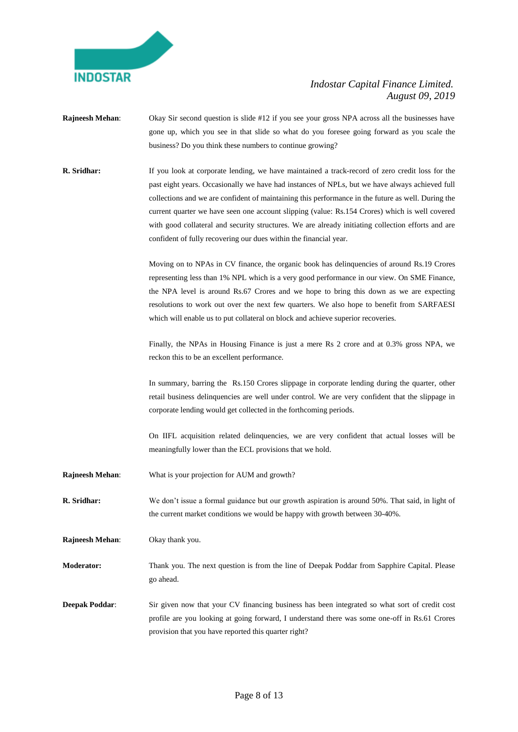**Rajneesh Mehan**: Okay Sir second question is slide #12 if you see your gross NPA across all the businesses have gone up, which you see in that slide so what do you foresee going forward as you scale the business? Do you think these numbers to continue growing?

**R. Sridhar:** If you look at corporate lending, we have maintained a track-record of zero credit loss for the past eight years. Occasionally we have had instances of NPLs, but we have always achieved full collections and we are confident of maintaining this performance in the future as well. During the current quarter we have seen one account slipping (value: Rs.154 Crores) which is well covered with good collateral and security structures. We are already initiating collection efforts and are confident of fully recovering our dues within the financial year.

Moving on to NPAs in CV finance, the organic book has delinquencies of around Rs.19 Crores representing less than 1% NPL which is a very good performance in our view. On SME Finance, the NPA level is around Rs.67 Crores and we hope to bring this down as we are expecting resolutions to work out over the next few quarters. We also hope to benefit from SARFAESI which will enable us to put collateral on block and achieve superior recoveries.

Finally, the NPAs in Housing Finance is just a mere Rs 2 crore and at 0.3% gross NPA, we reckon this to be an excellent performance.

In summary, barring the Rs.150 Crores slippage in corporate lending during the quarter, other retail business delinquencies are well under control. We are very confident that the slippage in corporate lending would get collected in the forthcoming periods.

On IIFL acquisition related delinquencies, we are very confident that actual losses will be meaningfully lower than the ECL provisions that we hold.

**Rajneesh Mehan**: What is your projection for AUM and growth?

**R. Sridhar:** We don't issue a formal guidance but our growth aspiration is around 50%. That said, in light of the current market conditions we would be happy with growth between 30-40%.

**Rajneesh Mehan**: Okay thank you.

**Moderator:** Thank you. The next question is from the line of Deepak Poddar from Sapphire Capital. Please go ahead.

**Deepak Poddar**: Sir given now that your CV financing business has been integrated so what sort of credit cost profile are you looking at going forward, I understand there was some one-off in Rs.61 Crores provision that you have reported this quarter right?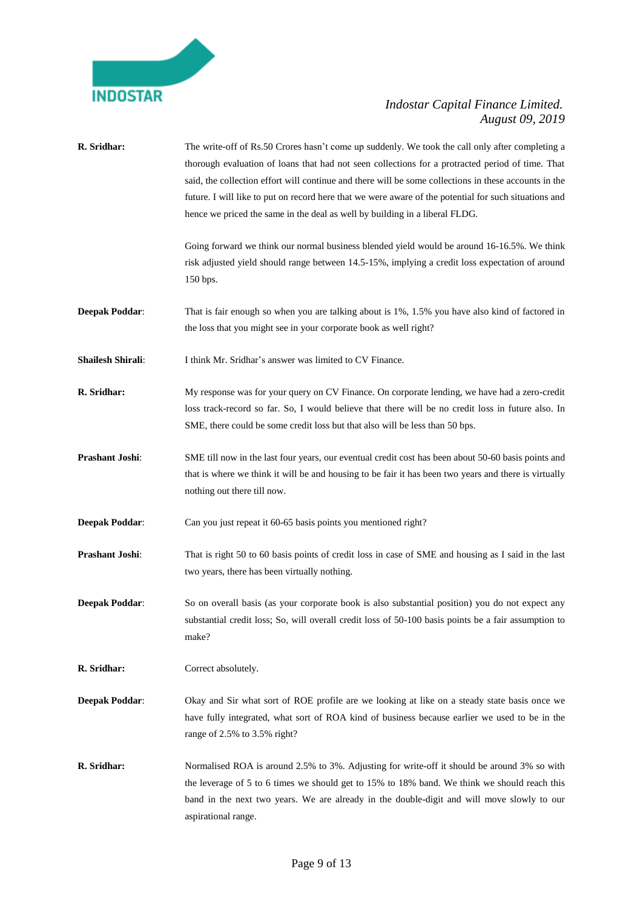**R. Sridhar:** The write-off of Rs.50 Crores hasn't come up suddenly. We took the call only after completing a thorough evaluation of loans that had not seen collections for a protracted period of time. That said, the collection effort will continue and there will be some collections in these accounts in the future. I will like to put on record here that we were aware of the potential for such situations and hence we priced the same in the deal as well by building in a liberal FLDG.

Going forward we think our normal business blended yield would be around 16-16.5%. We think risk adjusted yield should range between 14.5-15%, implying a credit loss expectation of around 150 bps.

**Deepak Poddar**: That is fair enough so when you are talking about is 1%, 1.5% you have also kind of factored in the loss that you might see in your corporate book as well right?

**Shailesh Shirali**: I think Mr. Sridhar's answer was limited to CV Finance.

**R. Sridhar:** My response was for your query on CV Finance. On corporate lending, we have had a zero-credit loss track-record so far. So, I would believe that there will be no credit loss in future also. In SME, there could be some credit loss but that also will be less than 50 bps.

**Prashant Joshi**: SME till now in the last four years, our eventual credit cost has been about 50-60 basis points and that is where we think it will be and housing to be fair it has been two years and there is virtually nothing out there till now.

**Deepak Poddar**: Can you just repeat it 60-65 basis points you mentioned right?

**Prashant Joshi**: That is right 50 to 60 basis points of credit loss in case of SME and housing as I said in the last two years, there has been virtually nothing.

**Deepak Poddar**: So on overall basis (as your corporate book is also substantial position) you do not expect any substantial credit loss; So, will overall credit loss of 50-100 basis points be a fair assumption to make?

**R. Sridhar:** Correct absolutely.

**Deepak Poddar**: Okay and Sir what sort of ROE profile are we looking at like on a steady state basis once we have fully integrated, what sort of ROA kind of business because earlier we used to be in the range of 2.5% to 3.5% right?

**R. Sridhar:** Normalised ROA is around 2.5% to 3%. Adjusting for write-off it should be around 3% so with the leverage of 5 to 6 times we should get to 15% to 18% band. We think we should reach this band in the next two years. We are already in the double-digit and will move slowly to our aspirational range.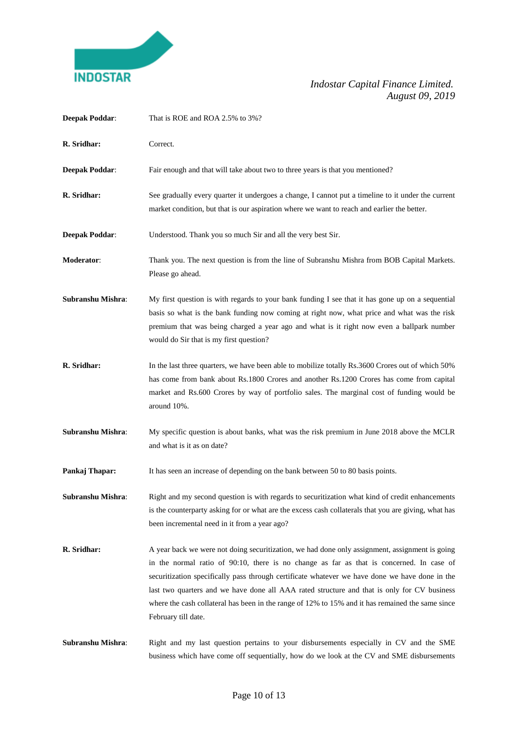**Deepak Poddar**: That is ROE and ROA 2.5% to 3%?

**R. Sridhar:** Correct.

**Deepak Poddar**: Fair enough and that will take about two to three years is that you mentioned?

**R. Sridhar:** See gradually every quarter it undergoes a change, I cannot put a timeline to it under the current market condition, but that is our aspiration where we want to reach and earlier the better.

**Deepak Poddar**: Understood. Thank you so much Sir and all the very best Sir.

**Moderator**: Thank you. The next question is from the line of Subranshu Mishra from BOB Capital Markets. Please go ahead.

**Subranshu Mishra**: My first question is with regards to your bank funding I see that it has gone up on a sequential basis so what is the bank funding now coming at right now, what price and what was the risk premium that was being charged a year ago and what is it right now even a ballpark number would do Sir that is my first question?

**R. Sridhar:** In the last three quarters, we have been able to mobilize totally Rs.3600 Crores out of which 50% has come from bank about Rs.1800 Crores and another Rs.1200 Crores has come from capital market and Rs.600 Crores by way of portfolio sales. The marginal cost of funding would be around 10%.

**Subranshu Mishra**: My specific question is about banks, what was the risk premium in June 2018 above the MCLR and what is it as on date?

**Pankaj Thapar:** It has seen an increase of depending on the bank between 50 to 80 basis points.

**Subranshu Mishra**: Right and my second question is with regards to securitization what kind of credit enhancements is the counterparty asking for or what are the excess cash collaterals that you are giving, what has been incremental need in it from a year ago?

**R. Sridhar:** A year back we were not doing securitization, we had done only assignment, assignment is going in the normal ratio of 90:10, there is no change as far as that is concerned. In case of securitization specifically pass through certificate whatever we have done we have done in the last two quarters and we have done all AAA rated structure and that is only for CV business where the cash collateral has been in the range of 12% to 15% and it has remained the same since February till date.

**Subranshu Mishra**: Right and my last question pertains to your disbursements especially in CV and the SME business which have come off sequentially, how do we look at the CV and SME disbursements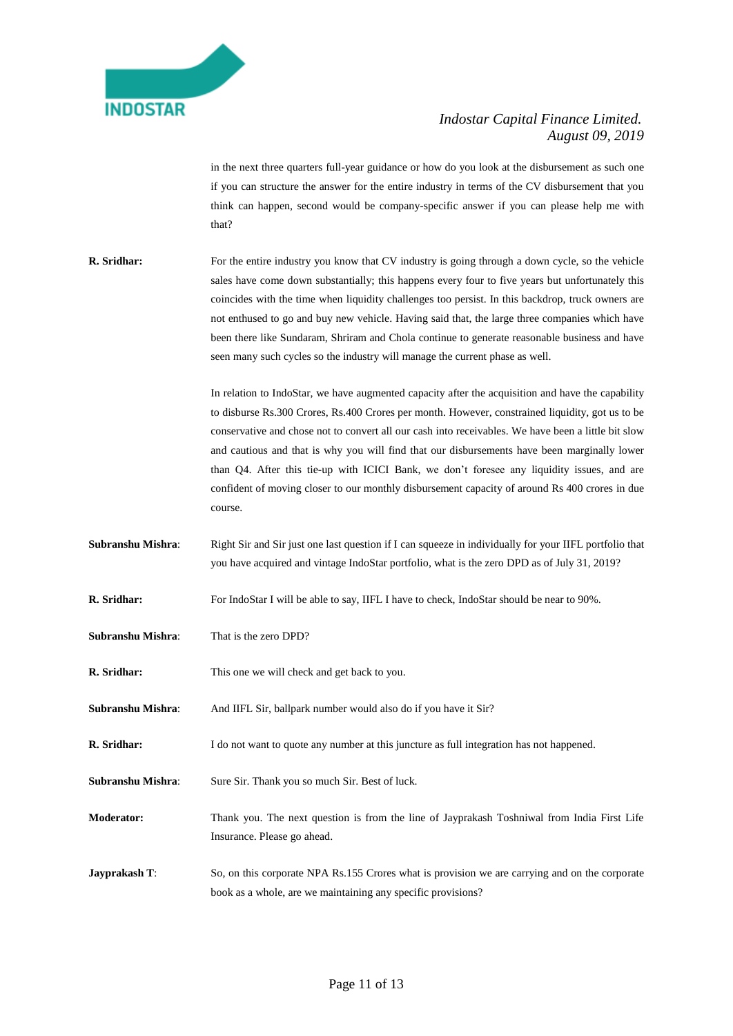in the next three quarters full-year guidance or how do you look at the disbursement as such one if you can structure the answer for the entire industry in terms of the CV disbursement that you think can happen, second would be company-specific answer if you can please help me with that?

**R. Sridhar:** For the entire industry you know that CV industry is going through a down cycle, so the vehicle sales have come down substantially; this happens every four to five years but unfortunately this coincides with the time when liquidity challenges too persist. In this backdrop, truck owners are not enthused to go and buy new vehicle. Having said that, the large three companies which have been there like Sundaram, Shriram and Chola continue to generate reasonable business and have seen many such cycles so the industry will manage the current phase as well.

In relation to IndoStar, we have augmented capacity after the acquisition and have the capability to disburse Rs.300 Crores, Rs.400 Crores per month. However, constrained liquidity, got us to be conservative and chose not to convert all our cash into receivables. We have been a little bit slow and cautious and that is why you will find that our disbursements have been marginally lower than Q4. After this tie-up with ICICI Bank, we don't foresee any liquidity issues, and are confident of moving closer to our monthly disbursement capacity of around Rs 400 crores in due course.

**Subranshu Mishra**: Right Sir and Sir just one last question if I can squeeze in individually for your IIFL portfolio that you have acquired and vintage IndoStar portfolio, what is the zero DPD as of July 31, 2019?

**R. Sridhar:** For IndoStar I will be able to say, IIFL I have to check, IndoStar should be near to 90%.

**Subranshu Mishra**: That is the zero DPD?

**R. Sridhar:** This one we will check and get back to you.

**Subranshu Mishra**: And IIFL Sir, ballpark number would also do if you have it Sir?

**R. Sridhar:** I do not want to quote any number at this juncture as full integration has not happened.

**Subranshu Mishra**: Sure Sir. Thank you so much Sir. Best of luck.

**Moderator:** Thank you. The next question is from the line of Jayprakash Toshniwal from India First Life Insurance. Please go ahead.

**Jayprakash T**: So, on this corporate NPA Rs.155 Crores what is provision we are carrying and on the corporate book as a whole, are we maintaining any specific provisions?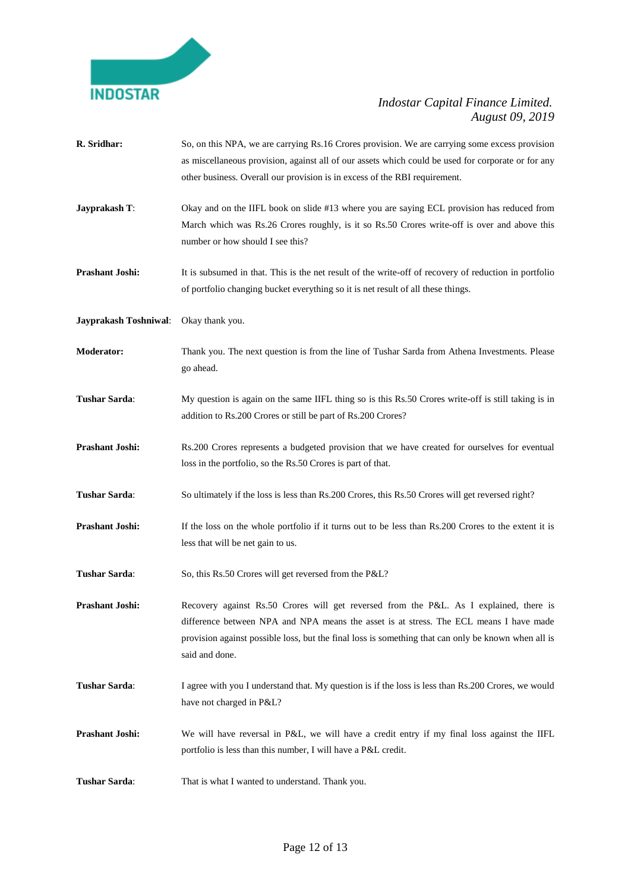**R. Sridhar:** So, on this NPA, we are carrying Rs.16 Crores provision. We are carrying some excess provision as miscellaneous provision, against all of our assets which could be used for corporate or for any other business. Overall our provision is in excess of the RBI requirement.

**Jayprakash T**: Okay and on the IIFL book on slide #13 where you are saying ECL provision has reduced from March which was Rs.26 Crores roughly, is it so Rs.50 Crores write-off is over and above this number or how should I see this?

**Prashant Joshi:** It is subsumed in that. This is the net result of the write-off of recovery of reduction in portfolio of portfolio changing bucket everything so it is net result of all these things.

**Jayprakash Toshniwal**: Okay thank you.

**Moderator:** Thank you. The next question is from the line of Tushar Sarda from Athena Investments. Please go ahead.

**Tushar Sarda**: My question is again on the same IIFL thing so is this Rs.50 Crores write-off is still taking is in addition to Rs.200 Crores or still be part of Rs.200 Crores?

**Prashant Joshi:** Rs.200 Crores represents a budgeted provision that we have created for ourselves for eventual loss in the portfolio, so the Rs.50 Crores is part of that.

**Tushar Sarda**: So ultimately if the loss is less than Rs.200 Crores, this Rs.50 Crores will get reversed right?

**Prashant Joshi:** If the loss on the whole portfolio if it turns out to be less than Rs.200 Crores to the extent it is less that will be net gain to us.

**Tushar Sarda**: So, this Rs.50 Crores will get reversed from the P&L?

**Prashant Joshi:** Recovery against Rs.50 Crores will get reversed from the P&L. As I explained, there is difference between NPA and NPA means the asset is at stress. The ECL means I have made provision against possible loss, but the final loss is something that can only be known when all is said and done.

**Tushar Sarda**: I agree with you I understand that. My question is if the loss is less than Rs.200 Crores, we would have not charged in P&L?

**Prashant Joshi:** We will have reversal in P&L, we will have a credit entry if my final loss against the IIFL portfolio is less than this number, I will have a P&L credit.

**Tushar Sarda**: That is what I wanted to understand. Thank you.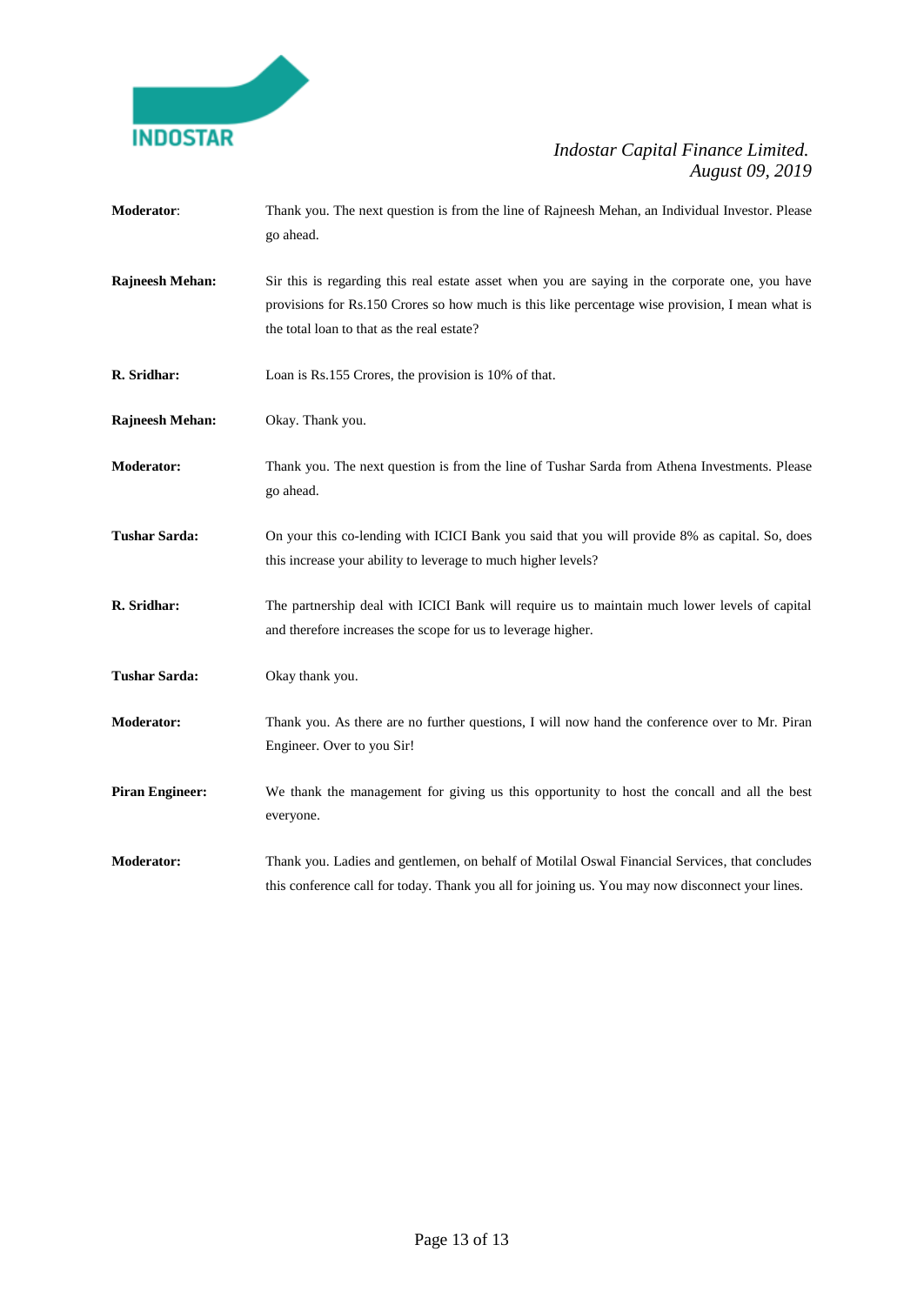**Moderator**: Thank you. The next question is from the line of Rajneesh Mehan, an Individual Investor. Please go ahead.

**Rajneesh Mehan:** Sir this is regarding this real estate asset when you are saying in the corporate one, you have provisions for Rs.150 Crores so how much is this like percentage wise provision, I mean what is the total loan to that as the real estate?

**R. Sridhar:** Loan is Rs.155 Crores, the provision is 10% of that.

**Rajneesh Mehan:** Okay. Thank you.

**Moderator:** Thank you. The next question is from the line of Tushar Sarda from Athena Investments. Please go ahead.

**Tushar Sarda:** On your this co-lending with ICICI Bank you said that you will provide 8% as capital. So, does this increase your ability to leverage to much higher levels?

**R. Sridhar:** The partnership deal with ICICI Bank will require us to maintain much lower levels of capital and therefore increases the scope for us to leverage higher.

**Tushar Sarda:** Okay thank you.

**Moderator:** Thank you. As there are no further questions, I will now hand the conference over to Mr. Piran Engineer. Over to you Sir!

**Piran Engineer:** We thank the management for giving us this opportunity to host the concall and all the best everyone.

**Moderator:** Thank you. Ladies and gentlemen, on behalf of Motilal Oswal Financial Services, that concludes this conference call for today. Thank you all for joining us. You may now disconnect your lines.